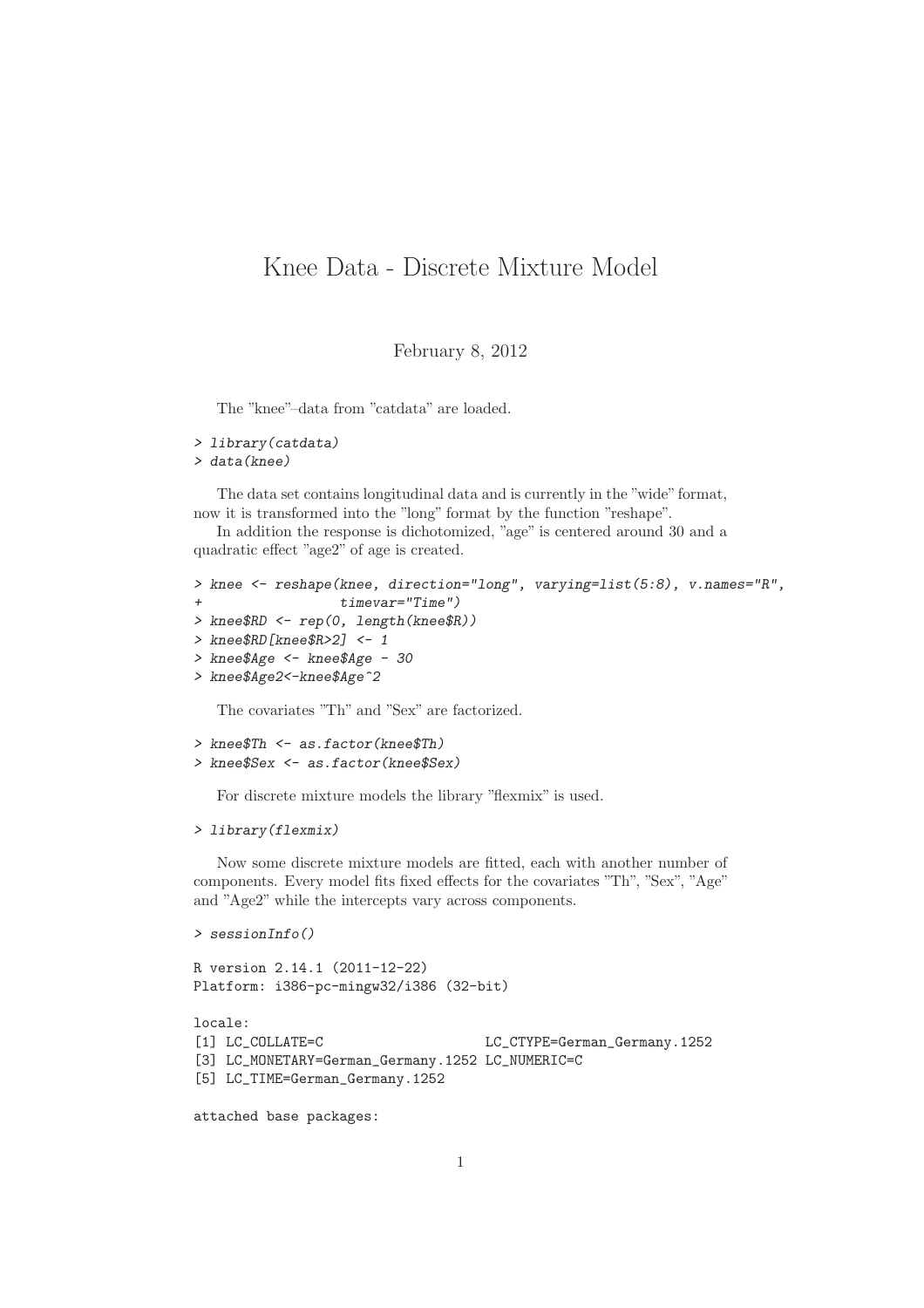# Knee Data - Discrete Mixture Model

February 8, 2012

The "knee"–data from "catdata" are loaded.

```
> library(catdata)
> data(knee)
```

The data set contains longitudinal data and is currently in the "wide" format, now it is transformed into the "long" format by the function "reshape".

In addition the response is dichotomized, "age" is centered around 30 and a quadratic effect "age2" of age is created.

```
> knee <- reshape(knee, direction="long", varying=list(5:8), v.names="R",
+                 timevar="Time")
> knee$RD <- rep(0, length(knee$R))
> knee$RD[knee$R>2] <- 1
> knee$Age <- knee$Age - 30
> knee$Age2<-knee$Age^2
```

The covariates "Th" and "Sex" are factorized.

```
> knee$Th <- as.factor(knee$Th)
> knee$Sex <- as.factor(knee$Sex)
```

For discrete mixture models the library "flexmix" is used.

```
> library(flexmix)
```

Now some discrete mixture models are fitted, each with another number of components. Every model fits fixed effects for the covariates "Th", "Sex", "Age" and "Age2" while the intercepts vary across components.

```
> sessionInfo()

R version 2.14.1 (2011-12-22)
Platform: i386-pc-mingw32/i386 (32-bit)

locale:
[1] LC_COLLATE=C                      LC_CTYPE=German_Germany.1252
[3] LC_MONETARY=German_Germany.1252 LC_NUMERIC=C
[5] LC_TIME=German_Germany.1252

attached base packages:
```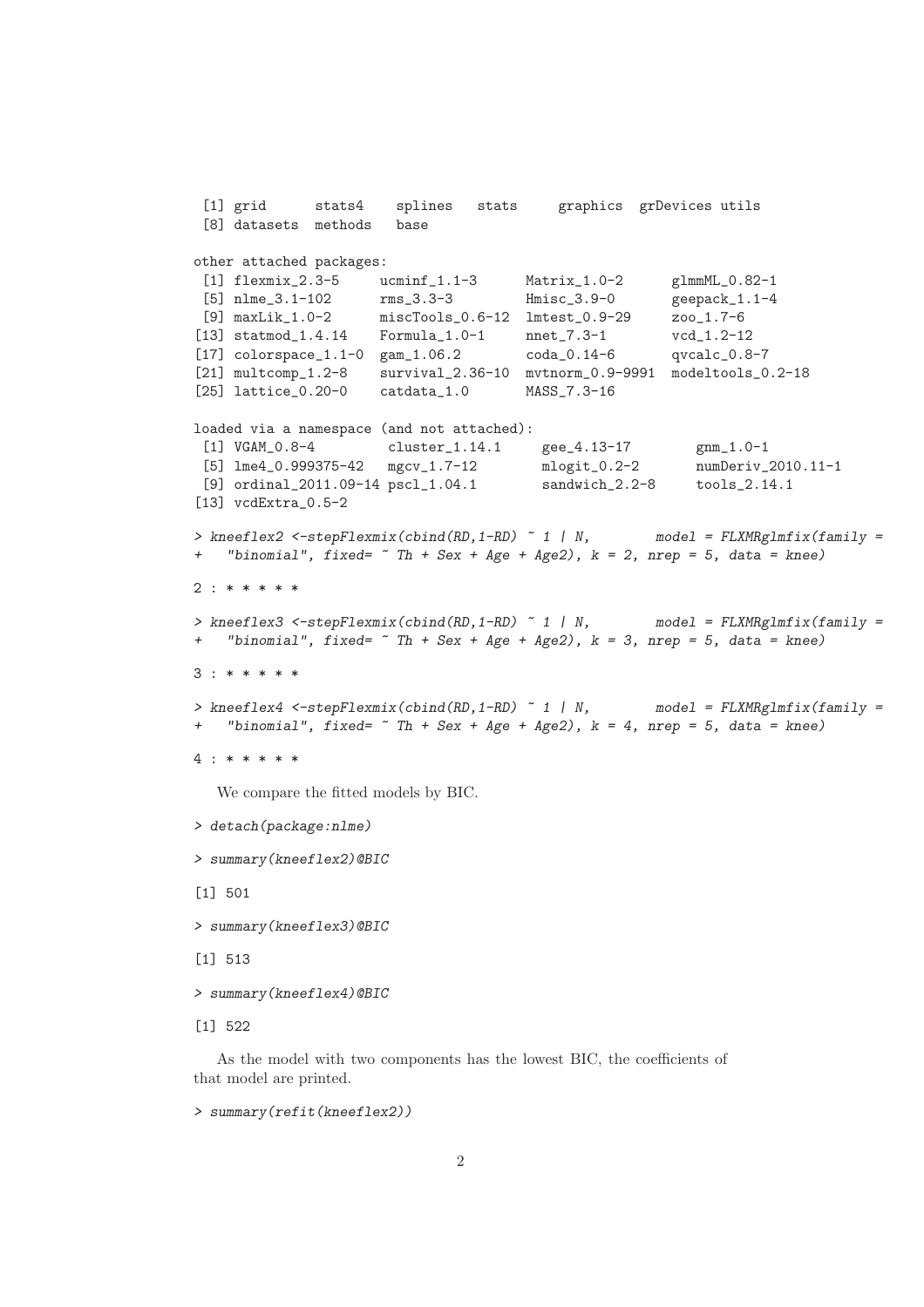```
 [1] grid      stats4    splines   stats     graphics  grDevices utils
 [8] datasets  methods   base

other attached packages:
 [1] flexmix_2.3-5     ucminf_1.1-3      Matrix_1.0-2      glmmML_0.82-1
 [5] nlme_3.1-102      rms_3.3-3         Hmisc_3.9-0       geepack_1.1-4
 [9] maxLik_1.0-2      miscTools_0.6-12  lmtest_0.9-29     zoo_1.7-6
[13] statmod_1.4.14    Formula_1.0-1     nnet_7.3-1        vcd_1.2-12
[17] colorspace_1.1-0  gam_1.06.2        coda_0.14-6       qvcalc_0.8-7
[21] multcomp_1.2-8    survival_2.36-10  mvtnorm_0.9-9991  modeltools_0.2-18
[25] lattice_0.20-0    catdata_1.0       MASS_7.3-16

loaded via a namespace (and not attached):
 [1] VGAM_0.8-4         cluster_1.14.1     gee_4.13-17        gnm_1.0-1
 [5] lme4_0.999375-42   mgcv_1.7-12        mlogit_0.2-2       numDeriv_2010.11-1
 [9] ordinal_2011.09-14 pscl_1.04.1        sandwich_2.2-8     tools_2.14.1
[13] vcdExtra_0.5-2
```

```
> kneeflex2 <-stepFlexmix(cbind(RD,1-RD) ~ 1 | N,        model = FLXMRglmfix(family =
+   "binomial", fixed= ~ Th + Sex + Age + Age2), k = 2, nrep = 5, data = knee)

2 : * * * * *

> kneeflex3 <-stepFlexmix(cbind(RD,1-RD) ~ 1 | N,        model = FLXMRglmfix(family =
+   "binomial", fixed= ~ Th + Sex + Age + Age2), k = 3, nrep = 5, data = knee)

3 : * * * * *

> kneeflex4 <-stepFlexmix(cbind(RD,1-RD) ~ 1 | N,        model = FLXMRglmfix(family =
+   "binomial", fixed= ~ Th + Sex + Age + Age2), k = 4, nrep = 5, data = knee)

4 : * * * * *
```

We compare the fitted models by BIC.

```
> detach(package:nlme)

> summary(kneeflex2)@BIC

[1] 501

> summary(kneeflex3)@BIC

[1] 513

> summary(kneeflex4)@BIC

[1] 522
```

As the model with two components has the lowest BIC, the coefficients of that model are printed.

```
> summary(refit(kneeflex2))
```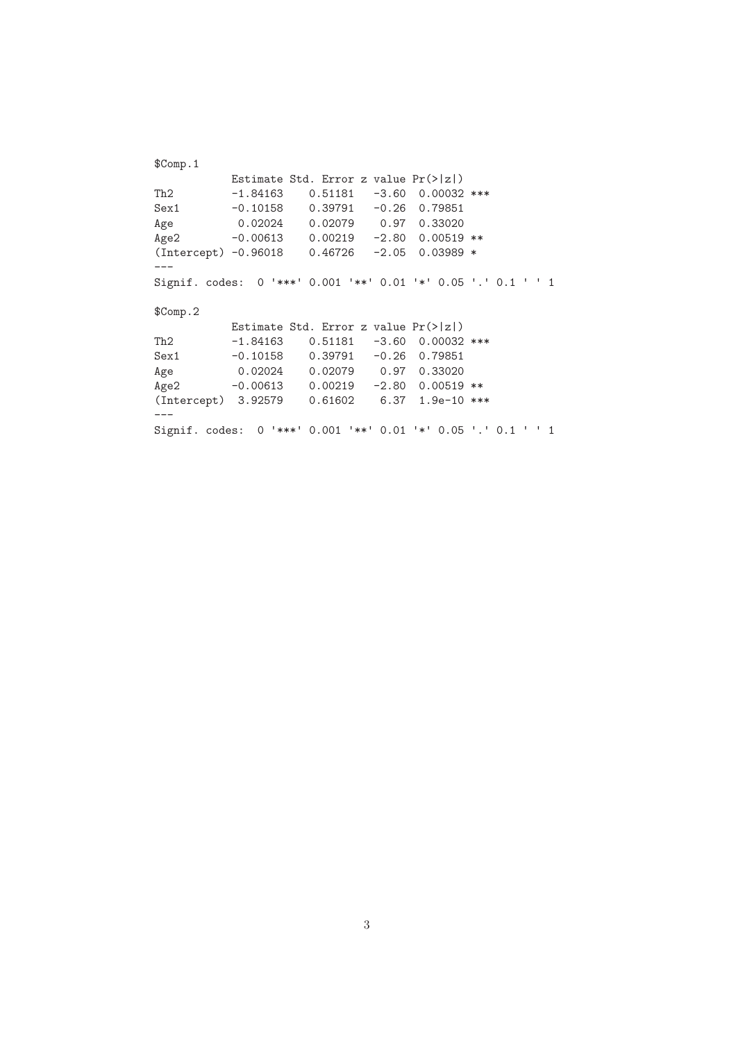```
$Comp.1
            Estimate Std. Error z value Pr(>|z|)    
Th2         -1.84163    0.51181   -3.60  0.00032 ***
Sex1        -0.10158    0.39791   -0.26  0.79851    
Age          0.02024    0.02079    0.97  0.33020    
Age2        -0.00613    0.00219   -2.80  0.00519 ** 
(Intercept) -0.96018    0.46726   -2.05  0.03989 *  
---
Signif. codes:  0 '***' 0.001 '**' 0.01 '*' 0.05 '.' 0.1 ' ' 1

$Comp.2
            Estimate Std. Error z value Pr(>|z|)    
Th2         -1.84163    0.51181   -3.60  0.00032 ***
Sex1        -0.10158    0.39791   -0.26  0.79851    
Age          0.02024    0.02079    0.97  0.33020    
Age2        -0.00613    0.00219   -2.80  0.00519 ** 
(Intercept)  3.92579    0.61602    6.37  1.9e-10 ***
---
Signif. codes:  0 '***' 0.001 '**' 0.01 '*' 0.05 '.' 0.1 ' ' 1
```